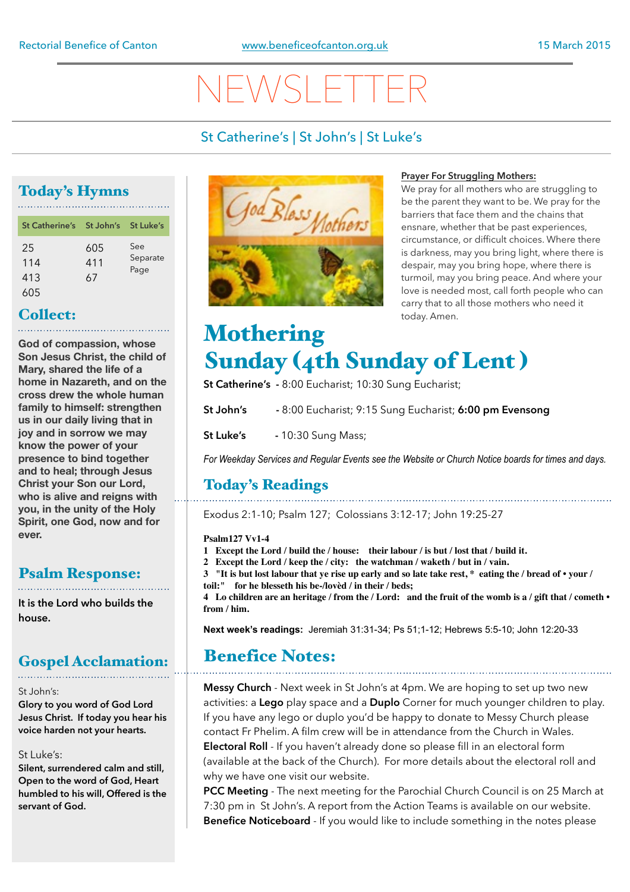Rectorial Benefice of Canton | www.beneficeofcanton.org.uk | 15 March 2015

# NEWSLETTER

St Catherine's | St John's | St Luke's

## Today's Hymns

| St Catherine's | St John's | St Luke's |
|---|---|---|
| 25 | 605 | See Separate Page |
| 114 | 411 | |
| 413 | 67 | |
| 605 | | |

## Collect:

**God of compassion, whose Son Jesus Christ, the child of Mary, shared the life of a home in Nazareth, and on the cross drew the whole human family to himself: strengthen us in our daily living that in joy and in sorrow we may know the power of your presence to bind together and to heal; through Jesus Christ your Son our Lord, who is alive and reigns with you, in the unity of the Holy Spirit, one God, now and for ever.**

## Psalm Response:

**It is the Lord who builds the house.**

## Gospel Acclamation:

St John's:

**Glory to you word of God Lord Jesus Christ. If today you hear his voice harden not your hearts.**

St Luke's:

**Silent, surrendered calm and still, Open to the word of God, Heart humbled to his will, Offered is the servant of God.**

**Prayer For Struggling Mothers:**

We pray for all mothers who are struggling to be the parent they want to be. We pray for the barriers that face them and the chains that ensnare, whether that be past experiences, circumstance, or difficult choices. Where there is darkness, may you bring light, where there is despair, may you bring hope, where there is turmoil, may you bring peace. And where your love is needed most, call forth people who can carry that to all those mothers who need it today. Amen.

# Mothering Sunday (4th Sunday of Lent )

**St Catherine's** - 8:00 Eucharist; 10:30 Sung Eucharist;

**St John's** - 8:00 Eucharist; 9:15 Sung Eucharist; **6:00 pm Evensong**

**St Luke's** - 10:30 Sung Mass;

*For Weekday Services and Regular Events see the Website or Church Notice boards for times and days.*

## Today's Readings

Exodus 2:1-10; Psalm 127; Colossians 3:12-17; John 19:25-27

**Psalm127 Vv1-4**

**1 Except the Lord / build the / house: their labour / is but / lost that / build it.**
**2 Except the Lord / keep the / city: the watchman / waketh / but in / vain.**
**3 "It is but lost labour that ye rise up early and so late take rest, * eating the / bread of • your / toil:" for he blesseth his be-/lovèd / in their / beds;**
**4 Lo children are an heritage / from the / Lord: and the fruit of the womb is a / gift that / cometh • from / him.**

**Next week's readings:** Jeremiah 31:31-34; Ps 51;1-12; Hebrews 5:5-10; John 12:20-33

## Benefice Notes:

**Messy Church** - Next week in St John's at 4pm. We are hoping to set up two new activities: a **Lego** play space and a **Duplo** Corner for much younger children to play. If you have any lego or duplo you'd be happy to donate to Messy Church please contact Fr Phelim. A film crew will be in attendance from the Church in Wales.

**Electoral Roll** - If you haven't already done so please fill in an electoral form (available at the back of the Church). For more details about the electoral roll and why we have one visit our website.

**PCC Meeting** - The next meeting for the Parochial Church Council is on 25 March at 7:30 pm in St John's. A report from the Action Teams is available on our website.

**Benefice Noticeboard** - If you would like to include something in the notes please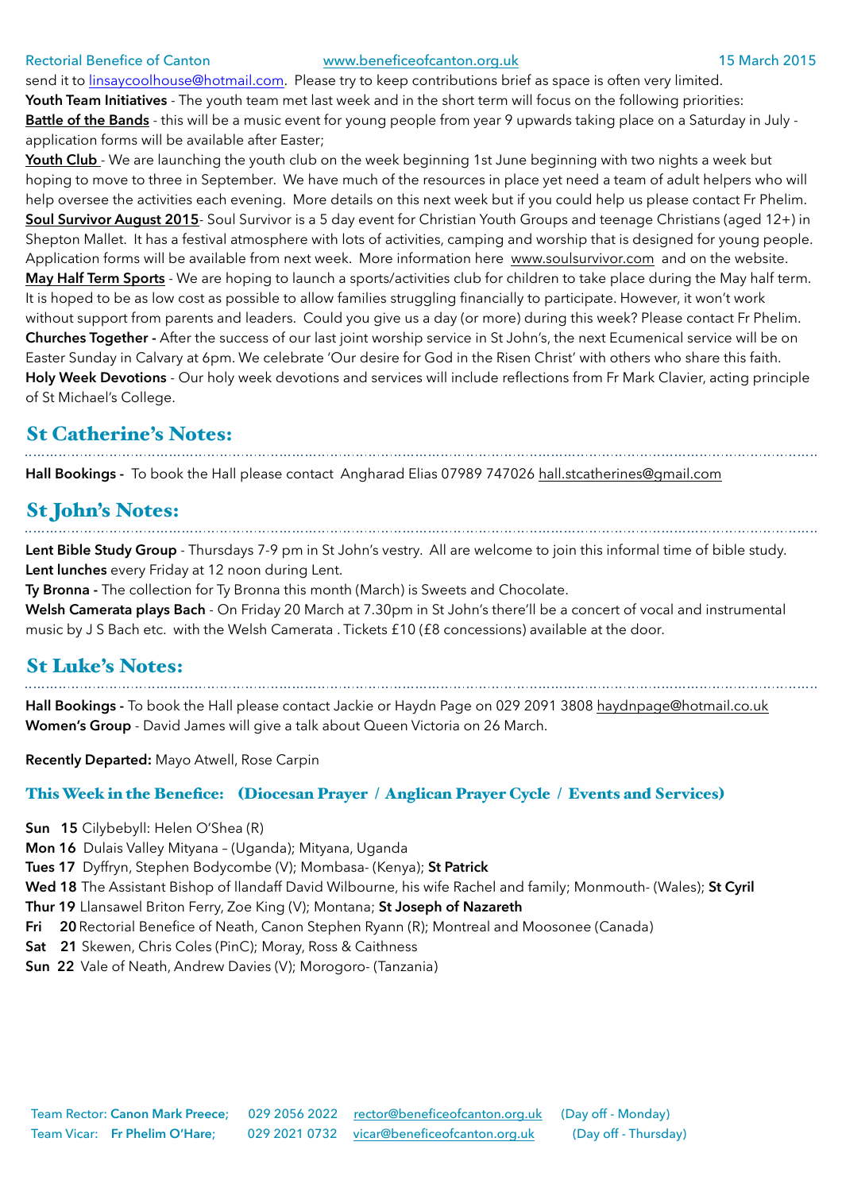send it to linsaycoolhouse@hotmail.com. Please try to keep contributions brief as space is often very limited.

**Youth Team Initiatives** - The youth team met last week and in the short term will focus on the following priorities:

**Battle of the Bands** - this will be a music event for young people from year 9 upwards taking place on a Saturday in July - application forms will be available after Easter;

**Youth Club** - We are launching the youth club on the week beginning 1st June beginning with two nights a week but hoping to move to three in September. We have much of the resources in place yet need a team of adult helpers who will help oversee the activities each evening. More details on this next week but if you could help us please contact Fr Phelim.

**Soul Survivor August 2015**- Soul Survivor is a 5 day event for Christian Youth Groups and teenage Christians (aged 12+) in Shepton Mallet. It has a festival atmosphere with lots of activities, camping and worship that is designed for young people. Application forms will be available from next week. More information here www.soulsurvivor.com and on the website.

**May Half Term Sports** - We are hoping to launch a sports/activities club for children to take place during the May half term. It is hoped to be as low cost as possible to allow families struggling financially to participate. However, it won't work without support from parents and leaders. Could you give us a day (or more) during this week? Please contact Fr Phelim.

**Churches Together -** After the success of our last joint worship service in St John's, the next Ecumenical service will be on Easter Sunday in Calvary at 6pm. We celebrate 'Our desire for God in the Risen Christ' with others who share this faith.

**Holy Week Devotions** - Our holy week devotions and services will include reflections from Fr Mark Clavier, acting principle of St Michael's College.

## St Catherine's Notes:

**Hall Bookings -** To book the Hall please contact Angharad Elias 07989 747026 hall.stcatherines@gmail.com

## St John's Notes:

**Lent Bible Study Group** - Thursdays 7-9 pm in St John's vestry. All are welcome to join this informal time of bible study.

**Lent lunches** every Friday at 12 noon during Lent.

**Ty Bronna -** The collection for Ty Bronna this month (March) is Sweets and Chocolate.

**Welsh Camerata plays Bach** - On Friday 20 March at 7.30pm in St John's there'll be a concert of vocal and instrumental music by J S Bach etc. with the Welsh Camerata . Tickets £10 (£8 concessions) available at the door.

## St Luke's Notes:

**Hall Bookings -** To book the Hall please contact Jackie or Haydn Page on 029 2091 3808 haydnpage@hotmail.co.uk

**Women's Group** - David James will give a talk about Queen Victoria on 26 March.

**Recently Departed:** Mayo Atwell, Rose Carpin

### This Week in the Benefice: (Diocesan Prayer / Anglican Prayer Cycle / Events and Services)

**Sun 15** Cilybebyll: Helen O'Shea (R)
**Mon 16** Dulais Valley Mityana – (Uganda); Mityana, Uganda
**Tues 17** Dyffryn, Stephen Bodycombe (V); Mombasa- (Kenya); **St Patrick**
**Wed 18** The Assistant Bishop of llandaff David Wilbourne, his wife Rachel and family; Monmouth- (Wales); **St Cyril**
**Thur 19** Llansawel Briton Ferry, Zoe King (V); Montana; **St Joseph of Nazareth**
**Fri 20** Rectorial Benefice of Neath, Canon Stephen Ryann (R); Montreal and Moosonee (Canada)
**Sat 21** Skewen, Chris Coles (PinC); Moray, Ross & Caithness
**Sun 22** Vale of Neath, Andrew Davies (V); Morogoro- (Tanzania)

Team Rector: **Canon Mark Preece;** 029 2056 2022 rector@beneficeofcanton.org.uk (Day off - Monday)
Team Vicar: **Fr Phelim O'Hare;** 029 2021 0732 vicar@beneficeofcanton.org.uk (Day off - Thursday)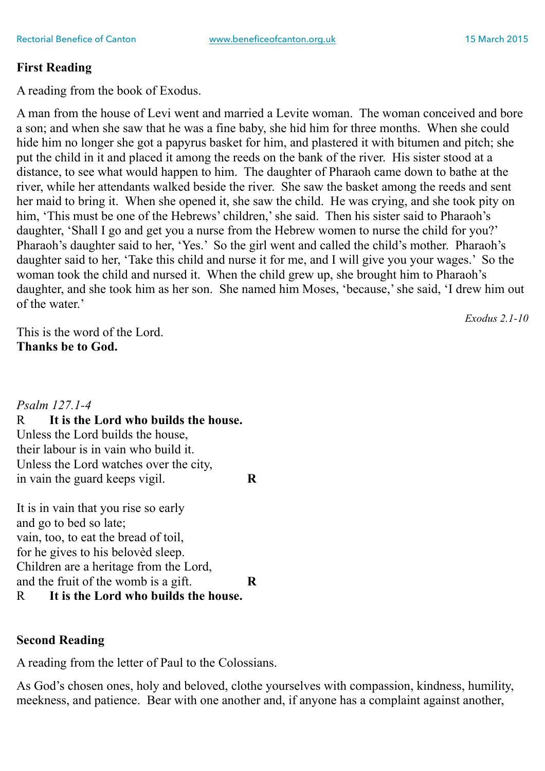**First Reading**

A reading from the book of Exodus.

A man from the house of Levi went and married a Levite woman. The woman conceived and bore a son; and when she saw that he was a fine baby, she hid him for three months. When she could hide him no longer she got a papyrus basket for him, and plastered it with bitumen and pitch; she put the child in it and placed it among the reeds on the bank of the river. His sister stood at a distance, to see what would happen to him. The daughter of Pharaoh came down to bathe at the river, while her attendants walked beside the river. She saw the basket among the reeds and sent her maid to bring it. When she opened it, she saw the child. He was crying, and she took pity on him, 'This must be one of the Hebrews' children,' she said. Then his sister said to Pharaoh's daughter, 'Shall I go and get you a nurse from the Hebrew women to nurse the child for you?' Pharaoh's daughter said to her, 'Yes.' So the girl went and called the child's mother. Pharaoh's daughter said to her, 'Take this child and nurse it for me, and I will give you your wages.' So the woman took the child and nursed it. When the child grew up, she brought him to Pharaoh's daughter, and she took him as her son. She named him Moses, 'because,' she said, 'I drew him out of the water.'

*Exodus 2.1-10*

This is the word of the Lord.
**Thanks be to God.**

*Psalm 127.1-4*

R **It is the Lord who builds the house.**
Unless the Lord builds the house,
their labour is in vain who build it.
Unless the Lord watches over the city,
in vain the guard keeps vigil. **R**

It is in vain that you rise so early
and go to bed so late;
vain, too, to eat the bread of toil,
for he gives to his belovèd sleep.
Children are a heritage from the Lord,
and the fruit of the womb is a gift. **R**
R **It is the Lord who builds the house.**

**Second Reading**

A reading from the letter of Paul to the Colossians.

As God's chosen ones, holy and beloved, clothe yourselves with compassion, kindness, humility, meekness, and patience. Bear with one another and, if anyone has a complaint against another,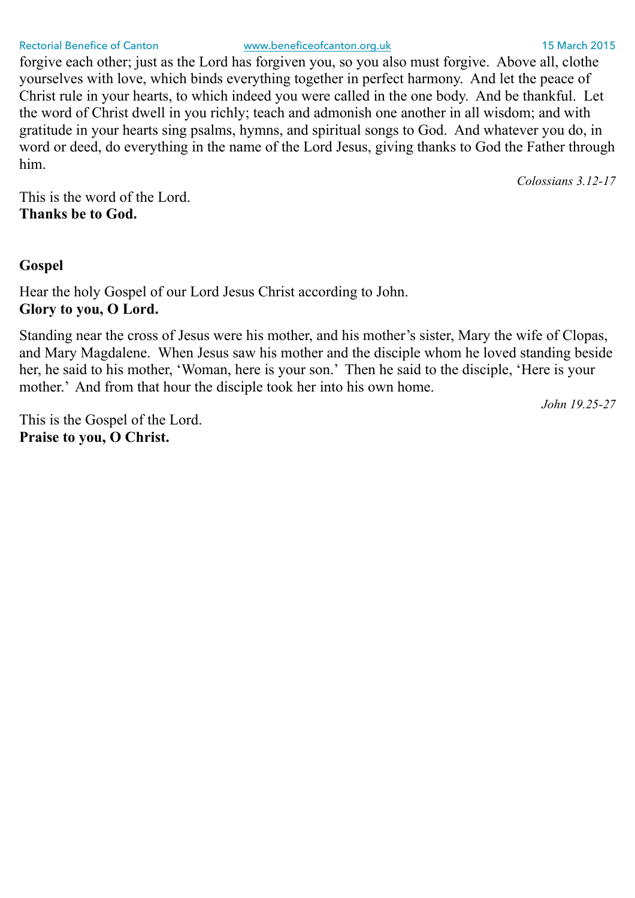forgive each other; just as the Lord has forgiven you, so you also must forgive. Above all, clothe yourselves with love, which binds everything together in perfect harmony. And let the peace of Christ rule in your hearts, to which indeed you were called in the one body. And be thankful. Let the word of Christ dwell in you richly; teach and admonish one another in all wisdom; and with gratitude in your hearts sing psalms, hymns, and spiritual songs to God. And whatever you do, in word or deed, do everything in the name of the Lord Jesus, giving thanks to God the Father through him.

*Colossians 3.12-17*

This is the word of the Lord.
**Thanks be to God.**

**Gospel**

Hear the holy Gospel of our Lord Jesus Christ according to John.
**Glory to you, O Lord.**

Standing near the cross of Jesus were his mother, and his mother's sister, Mary the wife of Clopas, and Mary Magdalene. When Jesus saw his mother and the disciple whom he loved standing beside her, he said to his mother, 'Woman, here is your son.' Then he said to the disciple, 'Here is your mother.' And from that hour the disciple took her into his own home.

*John 19.25-27*

This is the Gospel of the Lord.
**Praise to you, O Christ.**